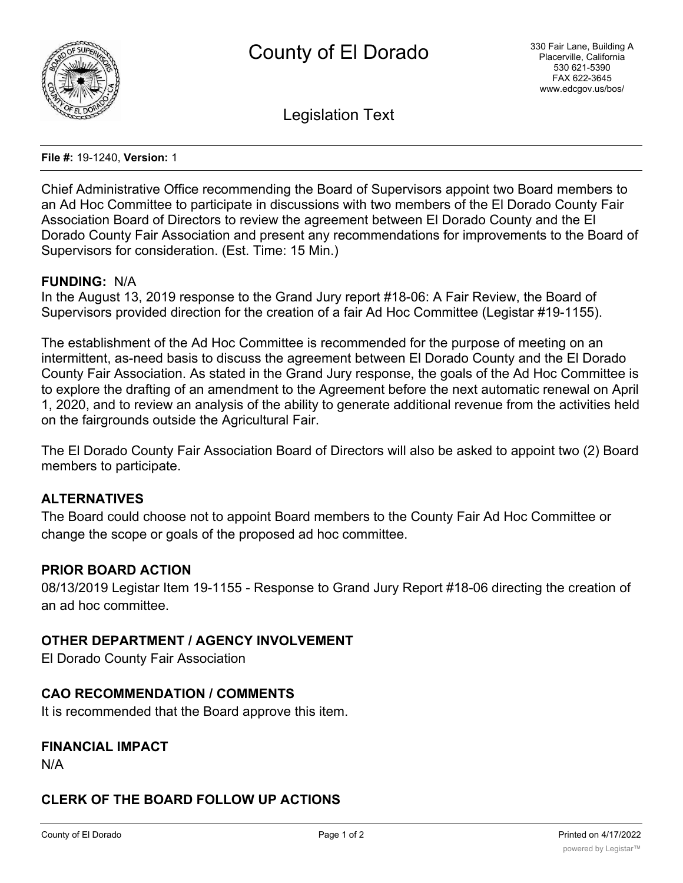# County of El Dorado

330 Fair Lane, Building A
Placerville, California
530 621-5390
FAX 622-3645
www.edcgov.us/bos/

## Legislation Text

**File #:** 19-1240, **Version:** 1

Chief Administrative Office recommending the Board of Supervisors appoint two Board members to an Ad Hoc Committee to participate in discussions with two members of the El Dorado County Fair Association Board of Directors to review the agreement between El Dorado County and the El Dorado County Fair Association and present any recommendations for improvements to the Board of Supervisors for consideration. (Est. Time: 15 Min.)

**FUNDING:** N/A

In the August 13, 2019 response to the Grand Jury report #18-06: A Fair Review, the Board of Supervisors provided direction for the creation of a fair Ad Hoc Committee (Legistar #19-1155).

The establishment of the Ad Hoc Committee is recommended for the purpose of meeting on an intermittent, as-need basis to discuss the agreement between El Dorado County and the El Dorado County Fair Association. As stated in the Grand Jury response, the goals of the Ad Hoc Committee is to explore the drafting of an amendment to the Agreement before the next automatic renewal on April 1, 2020, and to review an analysis of the ability to generate additional revenue from the activities held on the fairgrounds outside the Agricultural Fair.

The El Dorado County Fair Association Board of Directors will also be asked to appoint two (2) Board members to participate.

**ALTERNATIVES**

The Board could choose not to appoint Board members to the County Fair Ad Hoc Committee or change the scope or goals of the proposed ad hoc committee.

**PRIOR BOARD ACTION**

08/13/2019 Legistar Item 19-1155 - Response to Grand Jury Report #18-06 directing the creation of an ad hoc committee.

**OTHER DEPARTMENT / AGENCY INVOLVEMENT**

El Dorado County Fair Association

**CAO RECOMMENDATION / COMMENTS**

It is recommended that the Board approve this item.

**FINANCIAL IMPACT**

N/A

**CLERK OF THE BOARD FOLLOW UP ACTIONS**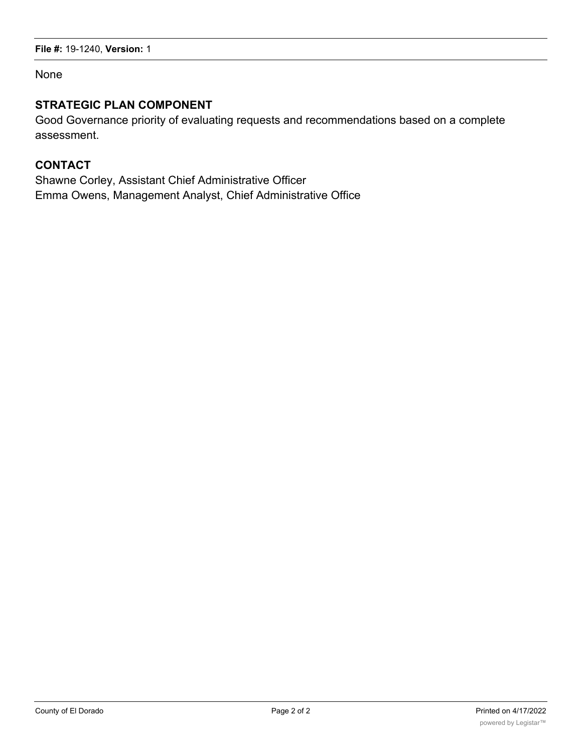None

## STRATEGIC PLAN COMPONENT

Good Governance priority of evaluating requests and recommendations based on a complete assessment.

## CONTACT

Shawne Corley, Assistant Chief Administrative Officer
Emma Owens, Management Analyst, Chief Administrative Office